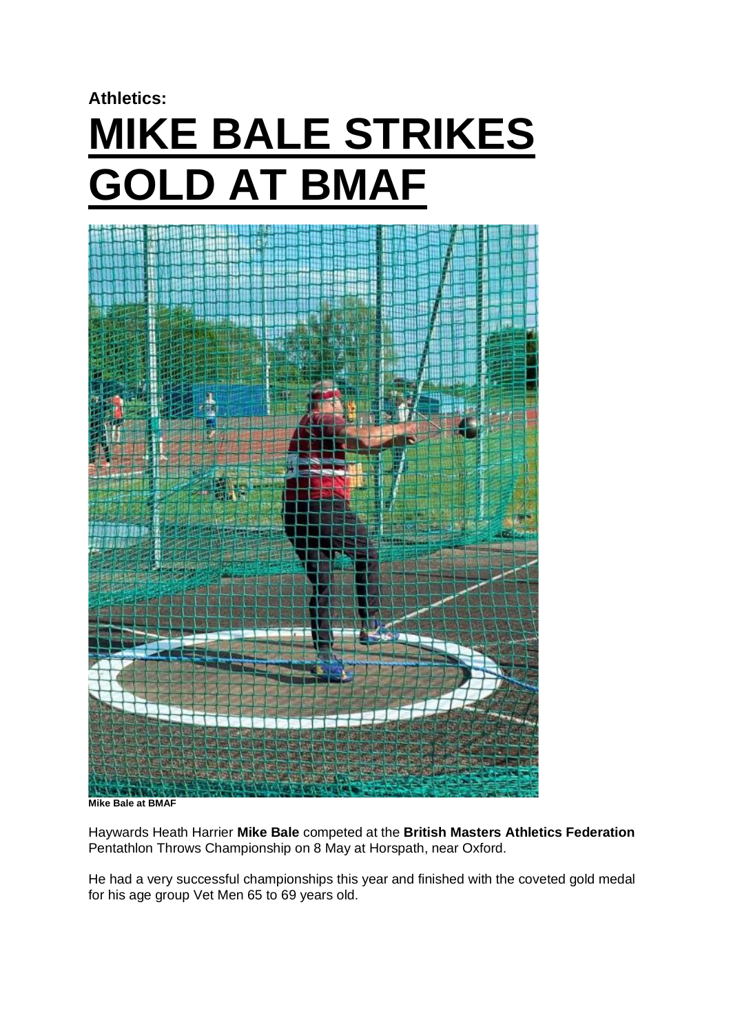**Athletics:**

# MIKE BALE STRIKES GOLD AT BMAF

**Mike Bale at BMAF**

Haywards Heath Harrier **Mike Bale** competed at the **British Masters Athletics Federation** Pentathlon Throws Championship on 8 May at Horspath, near Oxford.

He had a very successful championships this year and finished with the coveted gold medal for his age group Vet Men 65 to 69 years old.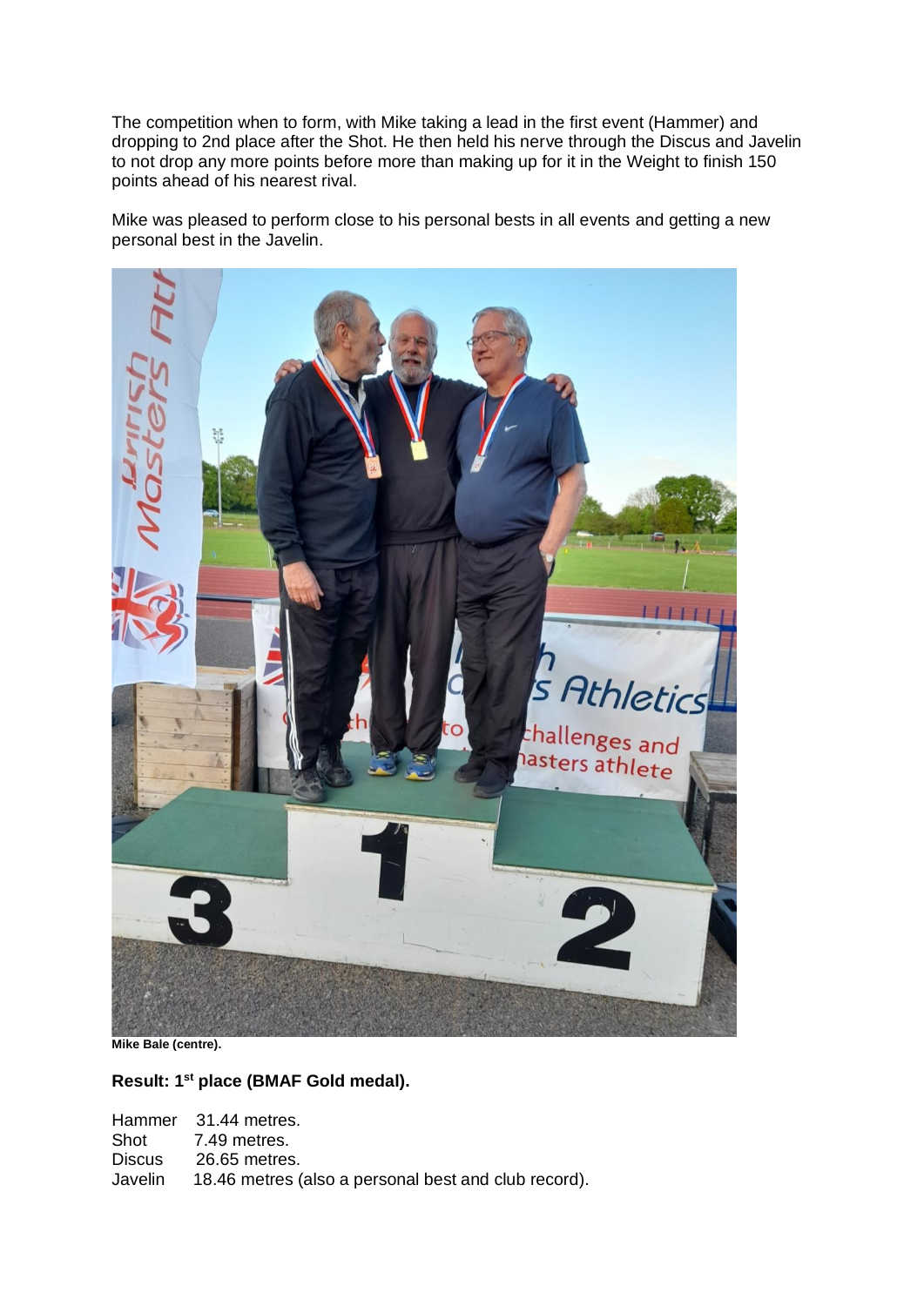The competition when to form, with Mike taking a lead in the first event (Hammer) and dropping to 2nd place after the Shot. He then held his nerve through the Discus and Javelin to not drop any more points before more than making up for it in the Weight to finish 150 points ahead of his nearest rival.

Mike was pleased to perform close to his personal bests in all events and getting a new personal best in the Javelin.

**Mike Bale (centre).**

**Result: 1st place (BMAF Gold medal).**

Hammer 31.44 metres.
Shot 7.49 metres.
Discus 26.65 metres.
Javelin 18.46 metres (also a personal best and club record).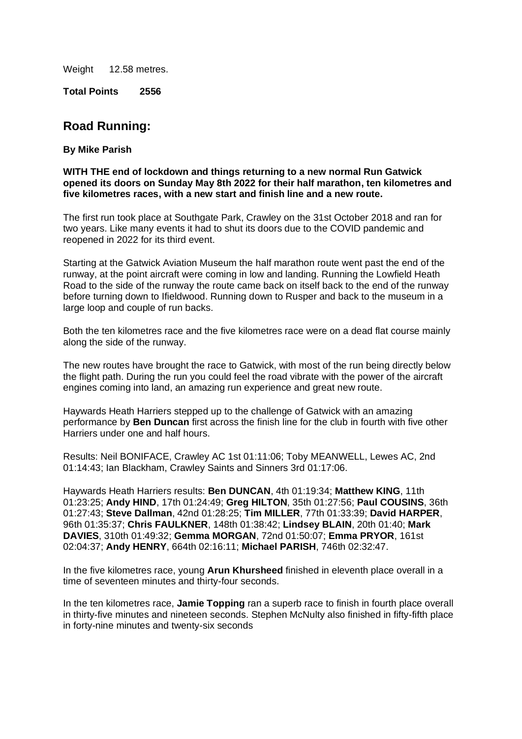Weight 12.58 metres.

**Total Points 2556**

## Road Running:

**By Mike Parish**

**WITH THE end of lockdown and things returning to a new normal Run Gatwick opened its doors on Sunday May 8th 2022 for their half marathon, ten kilometres and five kilometres races, with a new start and finish line and a new route.**

The first run took place at Southgate Park, Crawley on the 31st October 2018 and ran for two years. Like many events it had to shut its doors due to the COVID pandemic and reopened in 2022 for its third event.

Starting at the Gatwick Aviation Museum the half marathon route went past the end of the runway, at the point aircraft were coming in low and landing. Running the Lowfield Heath Road to the side of the runway the route came back on itself back to the end of the runway before turning down to Ifieldwood. Running down to Rusper and back to the museum in a large loop and couple of run backs.

Both the ten kilometres race and the five kilometres race were on a dead flat course mainly along the side of the runway.

The new routes have brought the race to Gatwick, with most of the run being directly below the flight path. During the run you could feel the road vibrate with the power of the aircraft engines coming into land, an amazing run experience and great new route.

Haywards Heath Harriers stepped up to the challenge of Gatwick with an amazing performance by **Ben Duncan** first across the finish line for the club in fourth with five other Harriers under one and half hours.

Results: Neil BONIFACE, Crawley AC 1st 01:11:06; Toby MEANWELL, Lewes AC, 2nd 01:14:43; Ian Blackham, Crawley Saints and Sinners 3rd 01:17:06.

Haywards Heath Harriers results: **Ben DUNCAN**, 4th 01:19:34; **Matthew KING**, 11th 01:23:25; **Andy HIND**, 17th 01:24:49; **Greg HILTON**, 35th 01:27:56; **Paul COUSINS**, 36th 01:27:43; **Steve Dallman**, 42nd 01:28:25; **Tim MILLER**, 77th 01:33:39; **David HARPER**, 96th 01:35:37; **Chris FAULKNER**, 148th 01:38:42; **Lindsey BLAIN**, 20th 01:40; **Mark DAVIES**, 310th 01:49:32; **Gemma MORGAN**, 72nd 01:50:07; **Emma PRYOR**, 161st 02:04:37; **Andy HENRY**, 664th 02:16:11; **Michael PARISH**, 746th 02:32:47.

In the five kilometres race, young **Arun Khursheed** finished in eleventh place overall in a time of seventeen minutes and thirty-four seconds.

In the ten kilometres race, **Jamie Topping** ran a superb race to finish in fourth place overall in thirty-five minutes and nineteen seconds. Stephen McNulty also finished in fifty-fifth place in forty-nine minutes and twenty-six seconds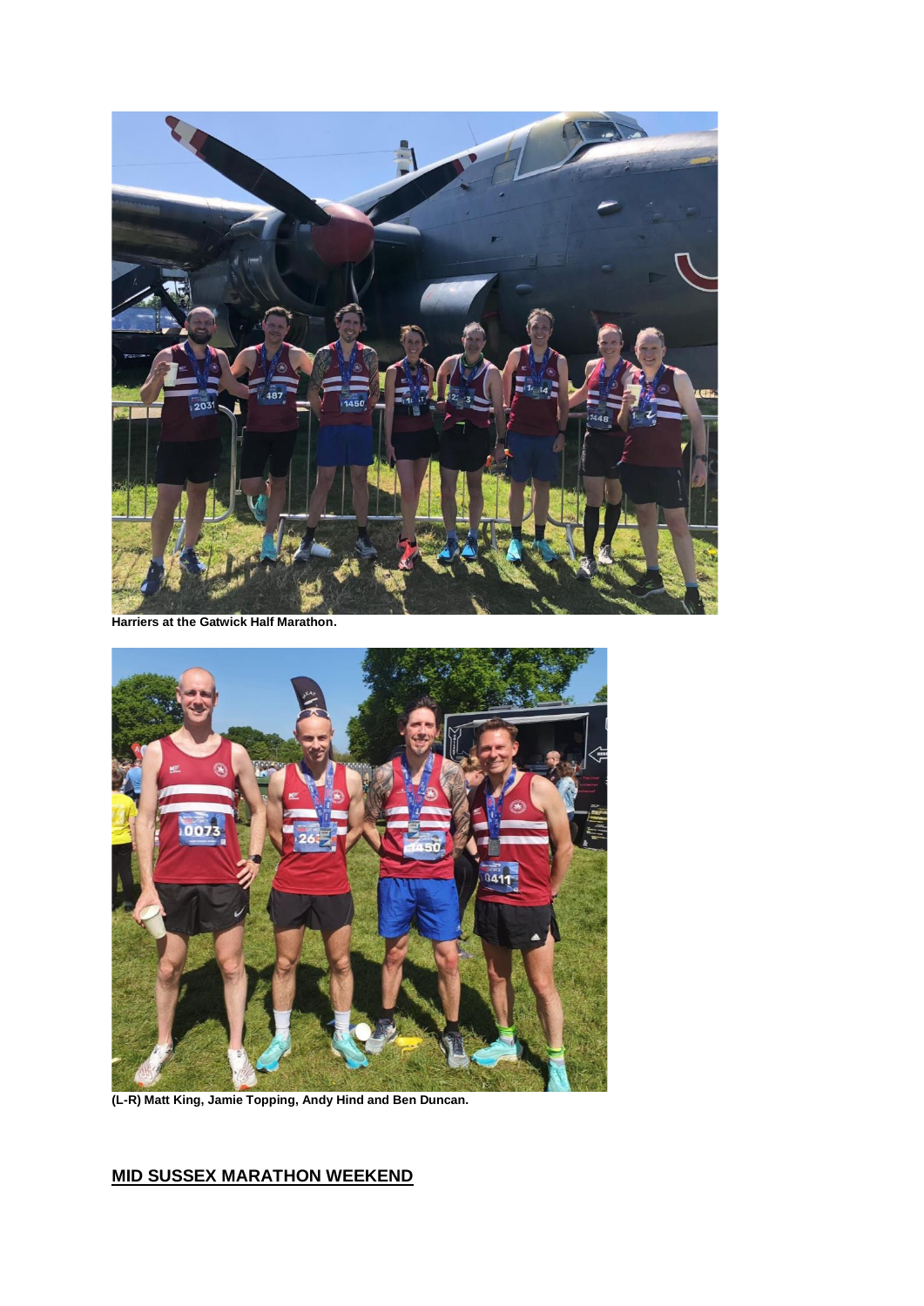**Harriers at the Gatwick Half Marathon.**

**(L-R) Matt King, Jamie Topping, Andy Hind and Ben Duncan.**

## MID SUSSEX MARATHON WEEKEND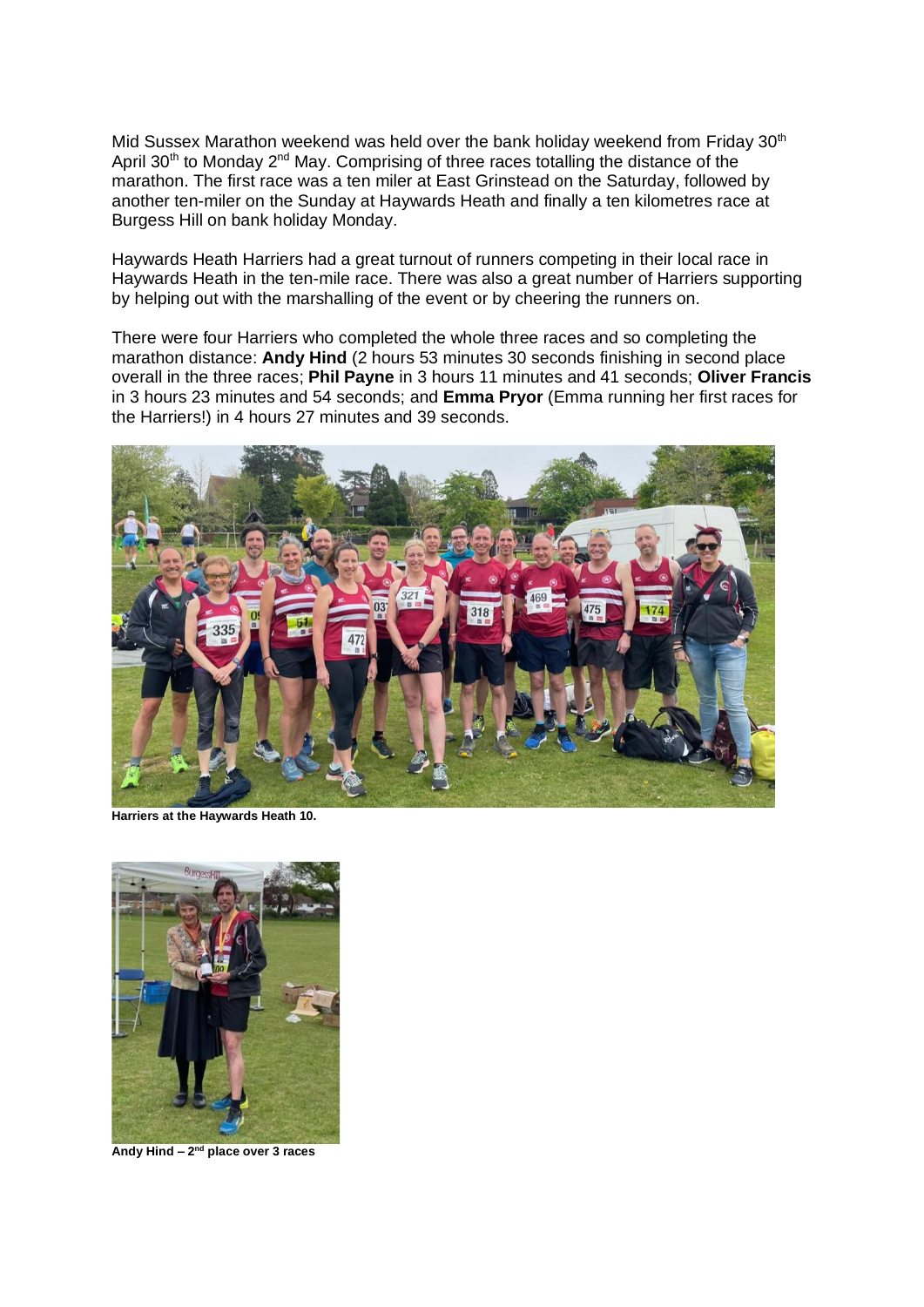Mid Sussex Marathon weekend was held over the bank holiday weekend from Friday 30th April 30th to Monday 2nd May. Comprising of three races totalling the distance of the marathon. The first race was a ten miler at East Grinstead on the Saturday, followed by another ten-miler on the Sunday at Haywards Heath and finally a ten kilometres race at Burgess Hill on bank holiday Monday.

Haywards Heath Harriers had a great turnout of runners competing in their local race in Haywards Heath in the ten-mile race. There was also a great number of Harriers supporting by helping out with the marshalling of the event or by cheering the runners on.

There were four Harriers who completed the whole three races and so completing the marathon distance: **Andy Hind** (2 hours 53 minutes 30 seconds finishing in second place overall in the three races; **Phil Payne** in 3 hours 11 minutes and 41 seconds; **Oliver Francis** in 3 hours 23 minutes and 54 seconds; and **Emma Pryor** (Emma running her first races for the Harriers!) in 4 hours 27 minutes and 39 seconds.

**Harriers at the Haywards Heath 10.**

**Andy Hind – 2nd place over 3 races**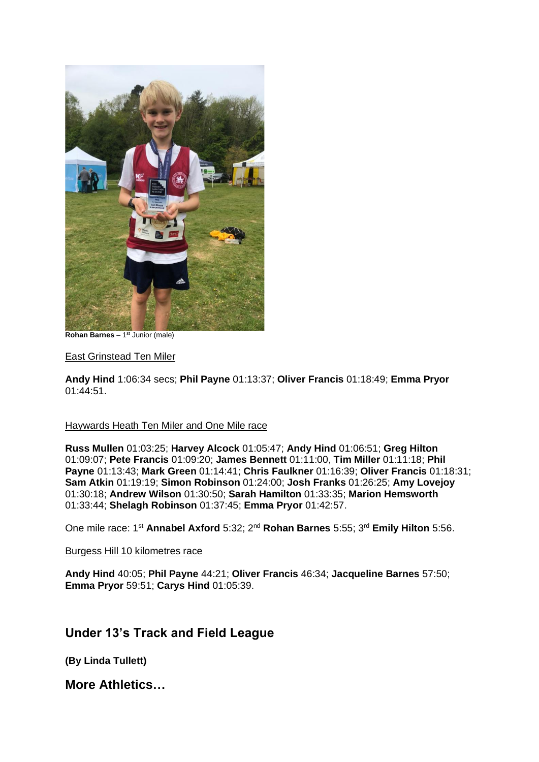**Rohan Barnes** – 1st Junior (male)

East Grinstead Ten Miler

**Andy Hind** 1:06:34 secs; **Phil Payne** 01:13:37; **Oliver Francis** 01:18:49; **Emma Pryor** 01:44:51.

Haywards Heath Ten Miler and One Mile race

**Russ Mullen** 01:03:25; **Harvey Alcock** 01:05:47; **Andy Hind** 01:06:51; **Greg Hilton** 01:09:07; **Pete Francis** 01:09:20; **James Bennett** 01:11:00, **Tim Miller** 01:11:18; **Phil Payne** 01:13:43; **Mark Green** 01:14:41; **Chris Faulkner** 01:16:39; **Oliver Francis** 01:18:31; **Sam Atkin** 01:19:19; **Simon Robinson** 01:24:00; **Josh Franks** 01:26:25; **Amy Lovejoy** 01:30:18; **Andrew Wilson** 01:30:50; **Sarah Hamilton** 01:33:35; **Marion Hemsworth** 01:33:44; **Shelagh Robinson** 01:37:45; **Emma Pryor** 01:42:57.

One mile race: 1st **Annabel Axford** 5:32; 2nd **Rohan Barnes** 5:55; 3rd **Emily Hilton** 5:56.

Burgess Hill 10 kilometres race

**Andy Hind** 40:05; **Phil Payne** 44:21; **Oliver Francis** 46:34; **Jacqueline Barnes** 57:50; **Emma Pryor** 59:51; **Carys Hind** 01:05:39.

## Under 13's Track and Field League

**(By Linda Tullett)**

## More Athletics…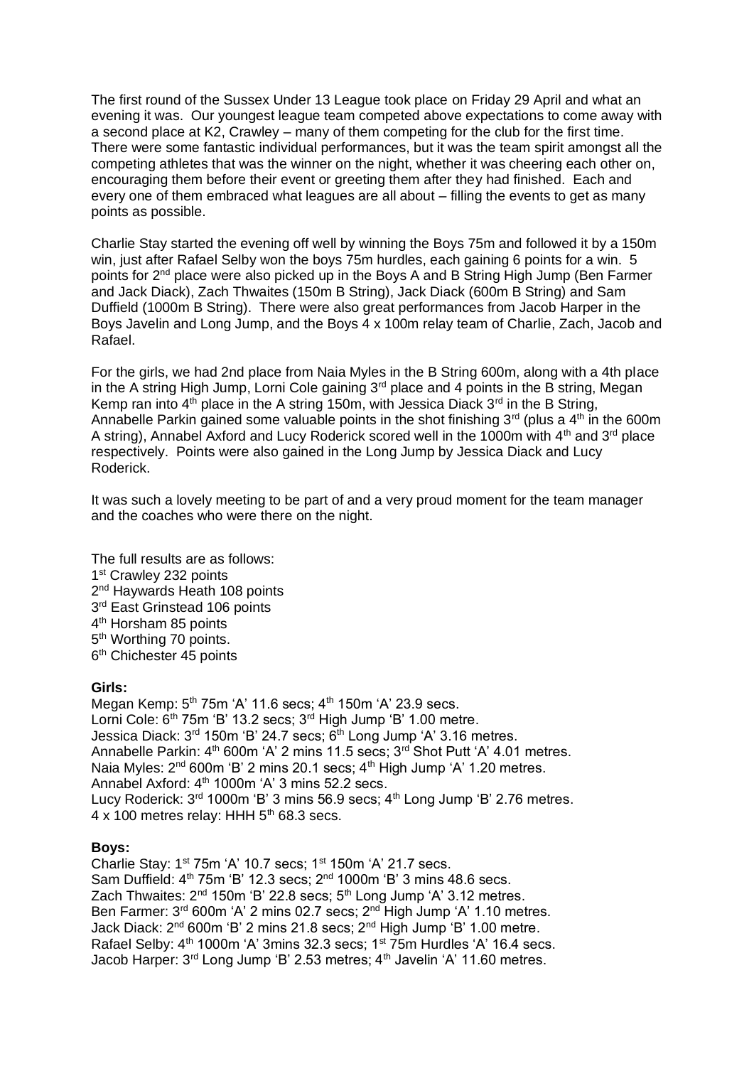The first round of the Sussex Under 13 League took place on Friday 29 April and what an evening it was. Our youngest league team competed above expectations to come away with a second place at K2, Crawley – many of them competing for the club for the first time. There were some fantastic individual performances, but it was the team spirit amongst all the competing athletes that was the winner on the night, whether it was cheering each other on, encouraging them before their event or greeting them after they had finished. Each and every one of them embraced what leagues are all about – filling the events to get as many points as possible.

Charlie Stay started the evening off well by winning the Boys 75m and followed it by a 150m win, just after Rafael Selby won the boys 75m hurdles, each gaining 6 points for a win. 5 points for 2nd place were also picked up in the Boys A and B String High Jump (Ben Farmer and Jack Diack), Zach Thwaites (150m B String), Jack Diack (600m B String) and Sam Duffield (1000m B String). There were also great performances from Jacob Harper in the Boys Javelin and Long Jump, and the Boys 4 x 100m relay team of Charlie, Zach, Jacob and Rafael.

For the girls, we had 2nd place from Naia Myles in the B String 600m, along with a 4th place in the A string High Jump, Lorni Cole gaining 3rd place and 4 points in the B string, Megan Kemp ran into 4th place in the A string 150m, with Jessica Diack 3rd in the B String, Annabelle Parkin gained some valuable points in the shot finishing 3rd (plus a 4th in the 600m A string), Annabel Axford and Lucy Roderick scored well in the 1000m with 4th and 3rd place respectively. Points were also gained in the Long Jump by Jessica Diack and Lucy Roderick.

It was such a lovely meeting to be part of and a very proud moment for the team manager and the coaches who were there on the night.

The full results are as follows:
1st Crawley 232 points
2nd Haywards Heath 108 points
3rd East Grinstead 106 points
4th Horsham 85 points
5th Worthing 70 points.
6th Chichester 45 points

**Girls:**

Megan Kemp: 5th 75m 'A' 11.6 secs; 4th 150m 'A' 23.9 secs.
Lorni Cole: 6th 75m 'B' 13.2 secs; 3rd High Jump 'B' 1.00 metre.
Jessica Diack: 3rd 150m 'B' 24.7 secs; 6th Long Jump 'A' 3.16 metres.
Annabelle Parkin: 4th 600m 'A' 2 mins 11.5 secs; 3rd Shot Putt 'A' 4.01 metres.
Naia Myles: 2nd 600m 'B' 2 mins 20.1 secs; 4th High Jump 'A' 1.20 metres.
Annabel Axford: 4th 1000m 'A' 3 mins 52.2 secs.
Lucy Roderick: 3rd 1000m 'B' 3 mins 56.9 secs; 4th Long Jump 'B' 2.76 metres.
4 x 100 metres relay: HHH 5th 68.3 secs.

**Boys:**

Charlie Stay: 1st 75m 'A' 10.7 secs; 1st 150m 'A' 21.7 secs.
Sam Duffield: 4th 75m 'B' 12.3 secs; 2nd 1000m 'B' 3 mins 48.6 secs.
Zach Thwaites: 2nd 150m 'B' 22.8 secs; 5th Long Jump 'A' 3.12 metres.
Ben Farmer: 3rd 600m 'A' 2 mins 02.7 secs; 2nd High Jump 'A' 1.10 metres.
Jack Diack: 2nd 600m 'B' 2 mins 21.8 secs; 2nd High Jump 'B' 1.00 metre.
Rafael Selby: 4th 1000m 'A' 3mins 32.3 secs; 1st 75m Hurdles 'A' 16.4 secs.
Jacob Harper: 3rd Long Jump 'B' 2.53 metres; 4th Javelin 'A' 11.60 metres.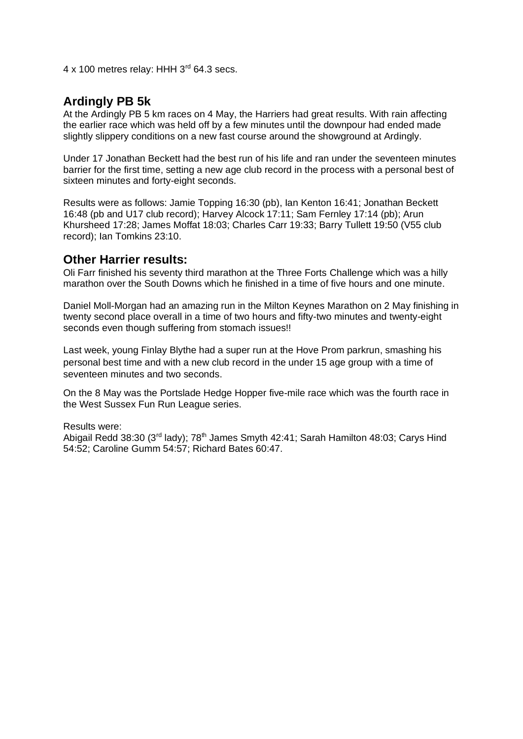4 x 100 metres relay: HHH 3rd 64.3 secs.

## Ardingly PB 5k

At the Ardingly PB 5 km races on 4 May, the Harriers had great results. With rain affecting the earlier race which was held off by a few minutes until the downpour had ended made slightly slippery conditions on a new fast course around the showground at Ardingly.

Under 17 Jonathan Beckett had the best run of his life and ran under the seventeen minutes barrier for the first time, setting a new age club record in the process with a personal best of sixteen minutes and forty-eight seconds.

Results were as follows: Jamie Topping 16:30 (pb), Ian Kenton 16:41; Jonathan Beckett 16:48 (pb and U17 club record); Harvey Alcock 17:11; Sam Fernley 17:14 (pb); Arun Khursheed 17:28; James Moffat 18:03; Charles Carr 19:33; Barry Tullett 19:50 (V55 club record); Ian Tomkins 23:10.

## Other Harrier results:

Oli Farr finished his seventy third marathon at the Three Forts Challenge which was a hilly marathon over the South Downs which he finished in a time of five hours and one minute.

Daniel Moll-Morgan had an amazing run in the Milton Keynes Marathon on 2 May finishing in twenty second place overall in a time of two hours and fifty-two minutes and twenty-eight seconds even though suffering from stomach issues!!

Last week, young Finlay Blythe had a super run at the Hove Prom parkrun, smashing his personal best time and with a new club record in the under 15 age group with a time of seventeen minutes and two seconds.

On the 8 May was the Portslade Hedge Hopper five-mile race which was the fourth race in the West Sussex Fun Run League series.

Results were:
Abigail Redd 38:30 (3rd lady); 78th James Smyth 42:41; Sarah Hamilton 48:03; Carys Hind 54:52; Caroline Gumm 54:57; Richard Bates 60:47.